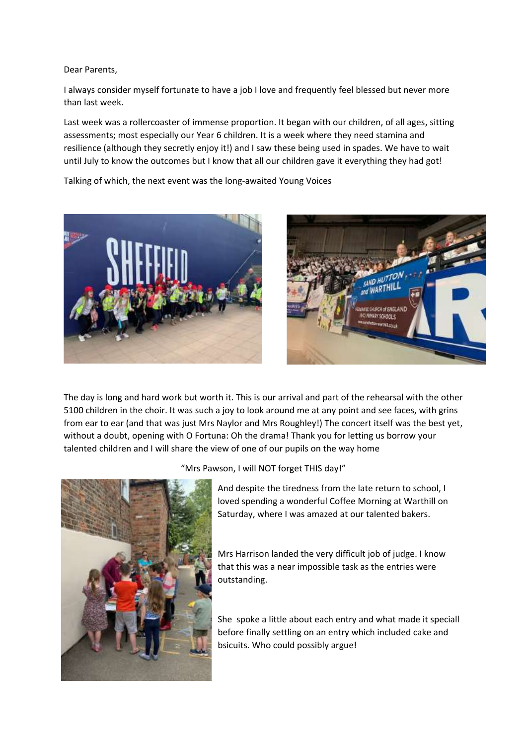Dear Parents,

I always consider myself fortunate to have a job I love and frequently feel blessed but never more than last week.

Last week was a rollercoaster of immense proportion. It began with our children, of all ages, sitting assessments; most especially our Year 6 children. It is a week where they need stamina and resilience (although they secretly enjoy it!) and I saw these being used in spades. We have to wait until July to know the outcomes but I know that all our children gave it everything they had got!

Talking of which, the next event was the long-awaited Young Voices

The day is long and hard work but worth it. This is our arrival and part of the rehearsal with the other 5100 children in the choir. It was such a joy to look around me at any point and see faces, with grins from ear to ear (and that was just Mrs Naylor and Mrs Roughley!) The concert itself was the best yet, without a doubt, opening with O Fortuna: Oh the drama! Thank you for letting us borrow your talented children and I will share the view of one of our pupils on the way home

"Mrs Pawson, I will NOT forget THIS day!"

And despite the tiredness from the late return to school, I loved spending a wonderful Coffee Morning at Warthill on Saturday, where I was amazed at our talented bakers.

Mrs Harrison landed the very difficult job of judge. I know that this was a near impossible task as the entries were outstanding.

She spoke a little about each entry and what made it speciall before finally settling on an entry which included cake and bsicuits. Who could possibly argue!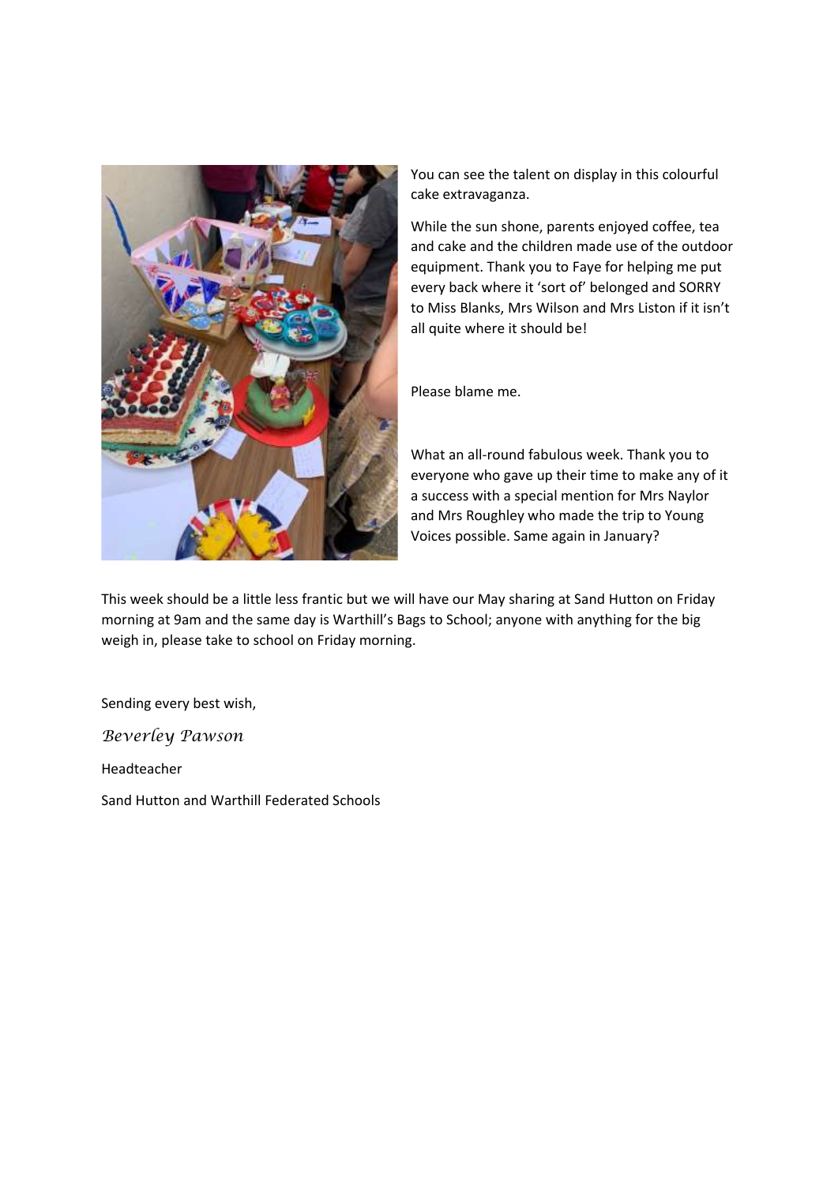You can see the talent on display in this colourful cake extravaganza.

While the sun shone, parents enjoyed coffee, tea and cake and the children made use of the outdoor equipment. Thank you to Faye for helping me put every back where it 'sort of' belonged and SORRY to Miss Blanks, Mrs Wilson and Mrs Liston if it isn't all quite where it should be!

Please blame me.

What an all-round fabulous week. Thank you to everyone who gave up their time to make any of it a success with a special mention for Mrs Naylor and Mrs Roughley who made the trip to Young Voices possible. Same again in January?

This week should be a little less frantic but we will have our May sharing at Sand Hutton on Friday morning at 9am and the same day is Warthill's Bags to School; anyone with anything for the big weigh in, please take to school on Friday morning.

Sending every best wish,

*Beverley Pawson*

Headteacher

Sand Hutton and Warthill Federated Schools